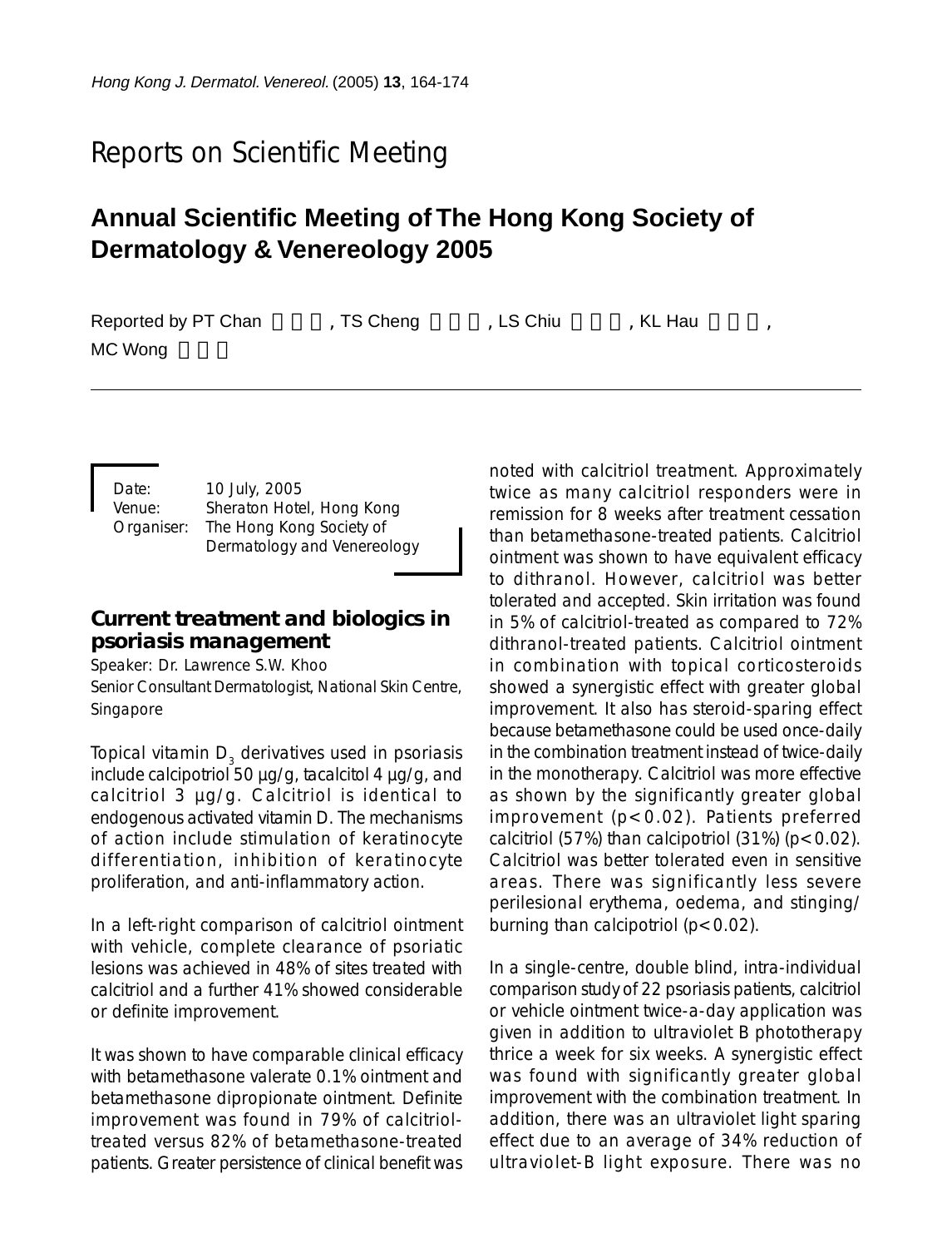Reports on Scientific Meeting

# Annual Scientific Meeting of The Hong Kong Society of Dermatology & Venereology 2005

Reported by PT Chan, TS Cheng, LS Chiu, KL Hau, MC Wong

Date: 10 July, 2005
Venue: Sheraton Hotel, Hong Kong
Organiser: The Hong Kong Society of Dermatology and Venereology

## Current treatment and biologics in psoriasis management

Speaker: Dr. Lawrence S.W. Khoo
Senior Consultant Dermatologist, National Skin Centre, Singapore

Topical vitamin $D_3$ derivatives used in psoriasis include calcipotriol 50 µg/g, tacalcitol 4 µg/g, and calcitriol 3 µg/g. Calcitriol is identical to endogenous activated vitamin D. The mechanisms of action include stimulation of keratinocyte differentiation, inhibition of keratinocyte proliferation, and anti-inflammatory action.

In a left-right comparison of calcitriol ointment with vehicle, complete clearance of psoriatic lesions was achieved in 48% of sites treated with calcitriol and a further 41% showed considerable or definite improvement.

It was shown to have comparable clinical efficacy with betamethasone valerate 0.1% ointment and betamethasone dipropionate ointment. Definite improvement was found in 79% of calcitriol-treated versus 82% of betamethasone-treated patients. Greater persistence of clinical benefit was noted with calcitriol treatment. Approximately twice as many calcitriol responders were in remission for 8 weeks after treatment cessation than betamethasone-treated patients. Calcitriol ointment was shown to have equivalent efficacy to dithranol. However, calcitriol was better tolerated and accepted. Skin irritation was found in 5% of calcitriol-treated as compared to 72% dithranol-treated patients. Calcitriol ointment in combination with topical corticosteroids showed a synergistic effect with greater global improvement. It also has steroid-sparing effect because betamethasone could be used once-daily in the combination treatment instead of twice-daily in the monotherapy. Calcitriol was more effective as shown by the significantly greater global improvement ($p<0.02$). Patients preferred calcitriol (57%) than calcipotriol (31%) ($p<0.02$). Calcitriol was better tolerated even in sensitive areas. There was significantly less severe perilesional erythema, oedema, and stinging/burning than calcipotriol ($p<0.02$).

In a single-centre, double blind, intra-individual comparison study of 22 psoriasis patients, calcitriol or vehicle ointment twice-a-day application was given in addition to ultraviolet B phototherapy thrice a week for six weeks. A synergistic effect was found with significantly greater global improvement with the combination treatment. In addition, there was an ultraviolet light sparing effect due to an average of 34% reduction of ultraviolet-B light exposure. There was no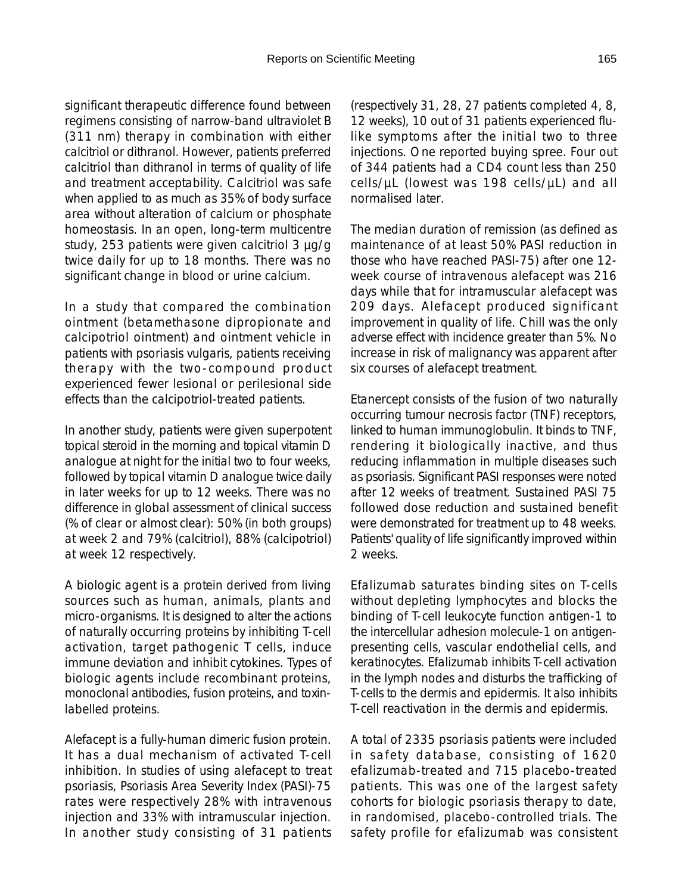significant therapeutic difference found between regimens consisting of narrow-band ultraviolet B (311 nm) therapy in combination with either calcitriol or dithranol. However, patients preferred calcitriol than dithranol in terms of quality of life and treatment acceptability. Calcitriol was safe when applied to as much as 35% of body surface area without alteration of calcium or phosphate homeostasis. In an open, long-term multicentre study, 253 patients were given calcitriol 3 µg/g twice daily for up to 18 months. There was no significant change in blood or urine calcium.

In a study that compared the combination ointment (betamethasone dipropionate and calcipotriol ointment) and ointment vehicle in patients with psoriasis vulgaris, patients receiving therapy with the two-compound product experienced fewer lesional or perilesional side effects than the calcipotriol-treated patients.

In another study, patients were given superpotent topical steroid in the morning and topical vitamin D analogue at night for the initial two to four weeks, followed by topical vitamin D analogue twice daily in later weeks for up to 12 weeks. There was no difference in global assessment of clinical success (% of clear or almost clear): 50% (in both groups) at week 2 and 79% (calcitriol), 88% (calcipotriol) at week 12 respectively.

A biologic agent is a protein derived from living sources such as human, animals, plants and micro-organisms. It is designed to alter the actions of naturally occurring proteins by inhibiting T-cell activation, target pathogenic T cells, induce immune deviation and inhibit cytokines. Types of biologic agents include recombinant proteins, monoclonal antibodies, fusion proteins, and toxin-labelled proteins.

Alefacept is a fully-human dimeric fusion protein. It has a dual mechanism of activated T-cell inhibition. In studies of using alefacept to treat psoriasis, Psoriasis Area Severity Index (PASI)-75 rates were respectively 28% with intravenous injection and 33% with intramuscular injection. In another study consisting of 31 patients (respectively 31, 28, 27 patients completed 4, 8, 12 weeks), 10 out of 31 patients experienced flu-like symptoms after the initial two to three injections. One reported buying spree. Four out of 344 patients had a CD4 count less than 250 cells/µL (lowest was 198 cells/µL) and all normalised later.

The median duration of remission (as defined as maintenance of at least 50% PASI reduction in those who have reached PASI-75) after one 12-week course of intravenous alefacept was 216 days while that for intramuscular alefacept was 209 days. Alefacept produced significant improvement in quality of life. Chill was the only adverse effect with incidence greater than 5%. No increase in risk of malignancy was apparent after six courses of alefacept treatment.

Etanercept consists of the fusion of two naturally occurring tumour necrosis factor (TNF) receptors, linked to human immunoglobulin. It binds to TNF, rendering it biologically inactive, and thus reducing inflammation in multiple diseases such as psoriasis. Significant PASI responses were noted after 12 weeks of treatment. Sustained PASI 75 followed dose reduction and sustained benefit were demonstrated for treatment up to 48 weeks. Patients' quality of life significantly improved within 2 weeks.

Efalizumab saturates binding sites on T-cells without depleting lymphocytes and blocks the binding of T-cell leukocyte function antigen-1 to the intercellular adhesion molecule-1 on antigen-presenting cells, vascular endothelial cells, and keratinocytes. Efalizumab inhibits T-cell activation in the lymph nodes and disturbs the trafficking of T-cells to the dermis and epidermis. It also inhibits T-cell reactivation in the dermis and epidermis.

A total of 2335 psoriasis patients were included in safety database, consisting of 1620 efalizumab-treated and 715 placebo-treated patients. This was one of the largest safety cohorts for biologic psoriasis therapy to date, in randomised, placebo-controlled trials. The safety profile for efalizumab was consistent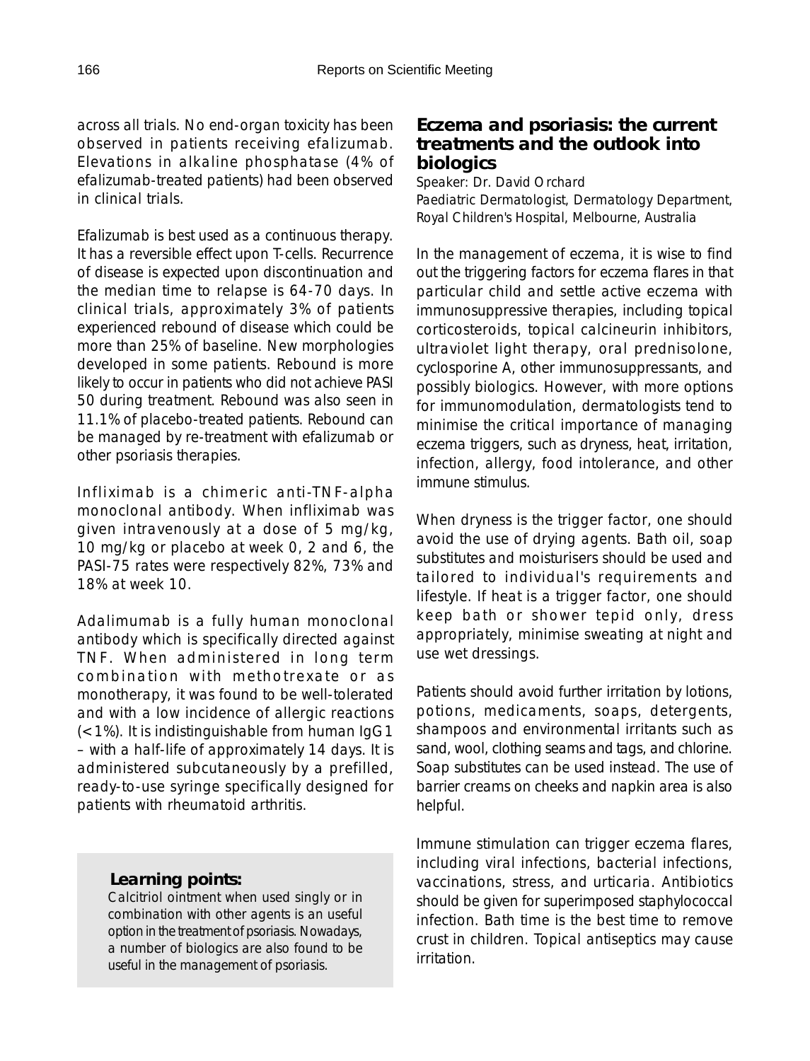across all trials. No end-organ toxicity has been observed in patients receiving efalizumab. Elevations in alkaline phosphatase (4% of efalizumab-treated patients) had been observed in clinical trials.

Efalizumab is best used as a continuous therapy. It has a reversible effect upon T-cells. Recurrence of disease is expected upon discontinuation and the median time to relapse is 64-70 days. In clinical trials, approximately 3% of patients experienced rebound of disease which could be more than 25% of baseline. New morphologies developed in some patients. Rebound is more likely to occur in patients who did not achieve PASI 50 during treatment. Rebound was also seen in 11.1% of placebo-treated patients. Rebound can be managed by re-treatment with efalizumab or other psoriasis therapies.

Infliximab is a chimeric anti-TNF-alpha monoclonal antibody. When infliximab was given intravenously at a dose of 5 mg/kg, 10 mg/kg or placebo at week 0, 2 and 6, the PASI-75 rates were respectively 82%, 73% and 18% at week 10.

Adalimumab is a fully human monoclonal antibody which is specifically directed against TNF. When administered in long term combination with methotrexate or as monotherapy, it was found to be well-tolerated and with a low incidence of allergic reactions (<1%). It is indistinguishable from human IgG1 – with a half-life of approximately 14 days. It is administered subcutaneously by a prefilled, ready-to-use syringe specifically designed for patients with rheumatoid arthritis.

> **Learning points:**
>
> Calcitriol ointment when used singly or in combination with other agents is an useful option in the treatment of psoriasis. Nowadays, a number of biologics are also found to be useful in the management of psoriasis.

## Eczema and psoriasis: the current treatments and the outlook into biologics

Speaker: Dr. David Orchard
Paediatric Dermatologist, Dermatology Department, Royal Children's Hospital, Melbourne, Australia

In the management of eczema, it is wise to find out the triggering factors for eczema flares in that particular child and settle active eczema with immunosuppressive therapies, including topical corticosteroids, topical calcineurin inhibitors, ultraviolet light therapy, oral prednisolone, cyclosporine A, other immunosuppressants, and possibly biologics. However, with more options for immunomodulation, dermatologists tend to minimise the critical importance of managing eczema triggers, such as dryness, heat, irritation, infection, allergy, food intolerance, and other immune stimulus.

When dryness is the trigger factor, one should avoid the use of drying agents. Bath oil, soap substitutes and moisturisers should be used and tailored to individual's requirements and lifestyle. If heat is a trigger factor, one should keep bath or shower tepid only, dress appropriately, minimise sweating at night and use wet dressings.

Patients should avoid further irritation by lotions, potions, medicaments, soaps, detergents, shampoos and environmental irritants such as sand, wool, clothing seams and tags, and chlorine. Soap substitutes can be used instead. The use of barrier creams on cheeks and napkin area is also helpful.

Immune stimulation can trigger eczema flares, including viral infections, bacterial infections, vaccinations, stress, and urticaria. Antibiotics should be given for superimposed staphylococcal infection. Bath time is the best time to remove crust in children. Topical antiseptics may cause irritation.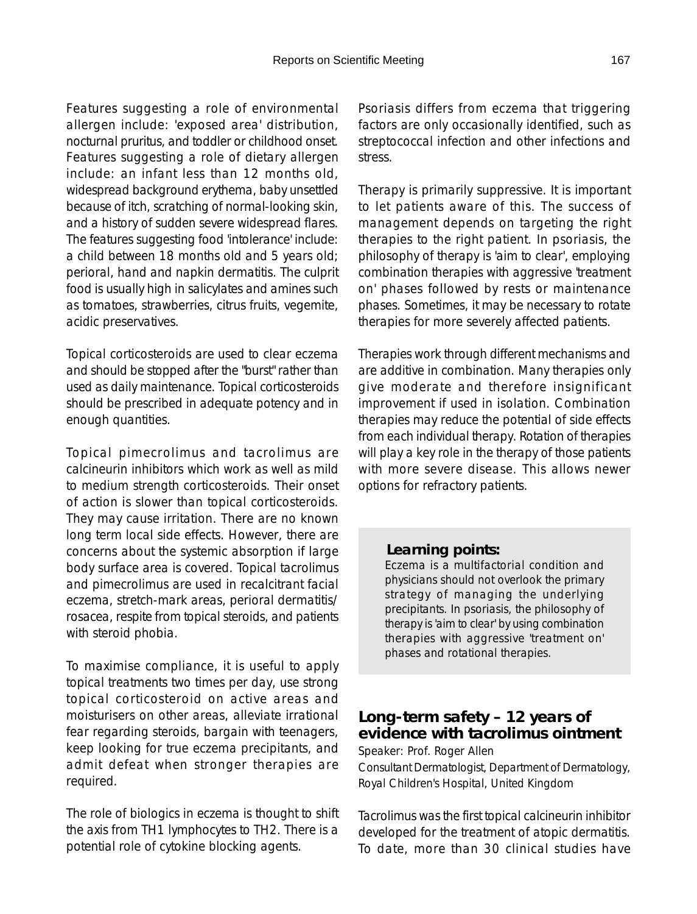Features suggesting a role of environmental allergen include: 'exposed area' distribution, nocturnal pruritus, and toddler or childhood onset. Features suggesting a role of dietary allergen include: an infant less than 12 months old, widespread background erythema, baby unsettled because of itch, scratching of normal-looking skin, and a history of sudden severe widespread flares. The features suggesting food 'intolerance' include: a child between 18 months old and 5 years old; perioral, hand and napkin dermatitis. The culprit food is usually high in salicylates and amines such as tomatoes, strawberries, citrus fruits, vegemite, acidic preservatives.

Topical corticosteroids are used to clear eczema and should be stopped after the "burst" rather than used as daily maintenance. Topical corticosteroids should be prescribed in adequate potency and in enough quantities.

Topical pimecrolimus and tacrolimus are calcineurin inhibitors which work as well as mild to medium strength corticosteroids. Their onset of action is slower than topical corticosteroids. They may cause irritation. There are no known long term local side effects. However, there are concerns about the systemic absorption if large body surface area is covered. Topical tacrolimus and pimecrolimus are used in recalcitrant facial eczema, stretch-mark areas, perioral dermatitis/ rosacea, respite from topical steroids, and patients with steroid phobia.

To maximise compliance, it is useful to apply topical treatments two times per day, use strong topical corticosteroid on active areas and moisturisers on other areas, alleviate irrational fear regarding steroids, bargain with teenagers, keep looking for true eczema precipitants, and admit defeat when stronger therapies are required.

The role of biologics in eczema is thought to shift the axis from TH1 lymphocytes to TH2. There is a potential role of cytokine blocking agents.

Psoriasis differs from eczema that triggering factors are only occasionally identified, such as streptococcal infection and other infections and stress.

Therapy is primarily suppressive. It is important to let patients aware of this. The success of management depends on targeting the right therapies to the right patient. In psoriasis, the philosophy of therapy is 'aim to clear', employing combination therapies with aggressive 'treatment on' phases followed by rests or maintenance phases. Sometimes, it may be necessary to rotate therapies for more severely affected patients.

Therapies work through different mechanisms and are additive in combination. Many therapies only give moderate and therefore insignificant improvement if used in isolation. Combination therapies may reduce the potential of side effects from each individual therapy. Rotation of therapies will play a key role in the therapy of those patients with more severe disease. This allows newer options for refractory patients.

> **Learning points:**
> Eczema is a multifactorial condition and physicians should not overlook the primary strategy of managing the underlying precipitants. In psoriasis, the philosophy of therapy is 'aim to clear' by using combination therapies with aggressive 'treatment on' phases and rotational therapies.

## Long-term safety – 12 years of evidence with tacrolimus ointment

Speaker: Prof. Roger Allen

Consultant Dermatologist, Department of Dermatology, Royal Children's Hospital, United Kingdom

Tacrolimus was the first topical calcineurin inhibitor developed for the treatment of atopic dermatitis. To date, more than 30 clinical studies have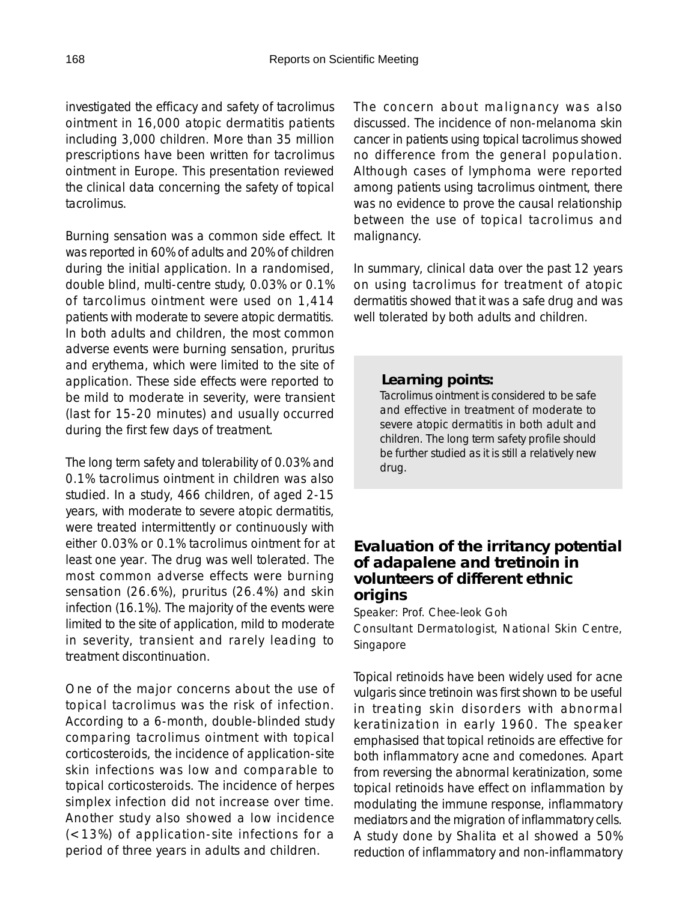investigated the efficacy and safety of tacrolimus ointment in 16,000 atopic dermatitis patients including 3,000 children. More than 35 million prescriptions have been written for tacrolimus ointment in Europe. This presentation reviewed the clinical data concerning the safety of topical tacrolimus.

Burning sensation was a common side effect. It was reported in 60% of adults and 20% of children during the initial application. In a randomised, double blind, multi-centre study, 0.03% or 0.1% of tarcolimus ointment were used on 1,414 patients with moderate to severe atopic dermatitis. In both adults and children, the most common adverse events were burning sensation, pruritus and erythema, which were limited to the site of application. These side effects were reported to be mild to moderate in severity, were transient (last for 15-20 minutes) and usually occurred during the first few days of treatment.

The long term safety and tolerability of 0.03% and 0.1% tacrolimus ointment in children was also studied. In a study, 466 children, of aged 2-15 years, with moderate to severe atopic dermatitis, were treated intermittently or continuously with either 0.03% or 0.1% tacrolimus ointment for at least one year. The drug was well tolerated. The most common adverse effects were burning sensation (26.6%), pruritus (26.4%) and skin infection (16.1%). The majority of the events were limited to the site of application, mild to moderate in severity, transient and rarely leading to treatment discontinuation.

One of the major concerns about the use of topical tacrolimus was the risk of infection. According to a 6-month, double-blinded study comparing tacrolimus ointment with topical corticosteroids, the incidence of application-site skin infections was low and comparable to topical corticosteroids. The incidence of herpes simplex infection did not increase over time. Another study also showed a low incidence (<13%) of application-site infections for a period of three years in adults and children.

The concern about malignancy was also discussed. The incidence of non-melanoma skin cancer in patients using topical tacrolimus showed no difference from the general population. Although cases of lymphoma were reported among patients using tacrolimus ointment, there was no evidence to prove the causal relationship between the use of topical tacrolimus and malignancy.

In summary, clinical data over the past 12 years on using tacrolimus for treatment of atopic dermatitis showed that it was a safe drug and was well tolerated by both adults and children.

**Learning points:**

Tacrolimus ointment is considered to be safe and effective in treatment of moderate to severe atopic dermatitis in both adult and children. The long term safety profile should be further studied as it is still a relatively new drug.

## Evaluation of the irritancy potential of adapalene and tretinoin in volunteers of different ethnic origins

Speaker: Prof. Chee-leok Goh
Consultant Dermatologist, National Skin Centre, Singapore

Topical retinoids have been widely used for acne vulgaris since tretinoin was first shown to be useful in treating skin disorders with abnormal keratinization in early 1960. The speaker emphasised that topical retinoids are effective for both inflammatory acne and comedones. Apart from reversing the abnormal keratinization, some topical retinoids have effect on inflammation by modulating the immune response, inflammatory mediators and the migration of inflammatory cells. A study done by Shalita et al showed a 50% reduction of inflammatory and non-inflammatory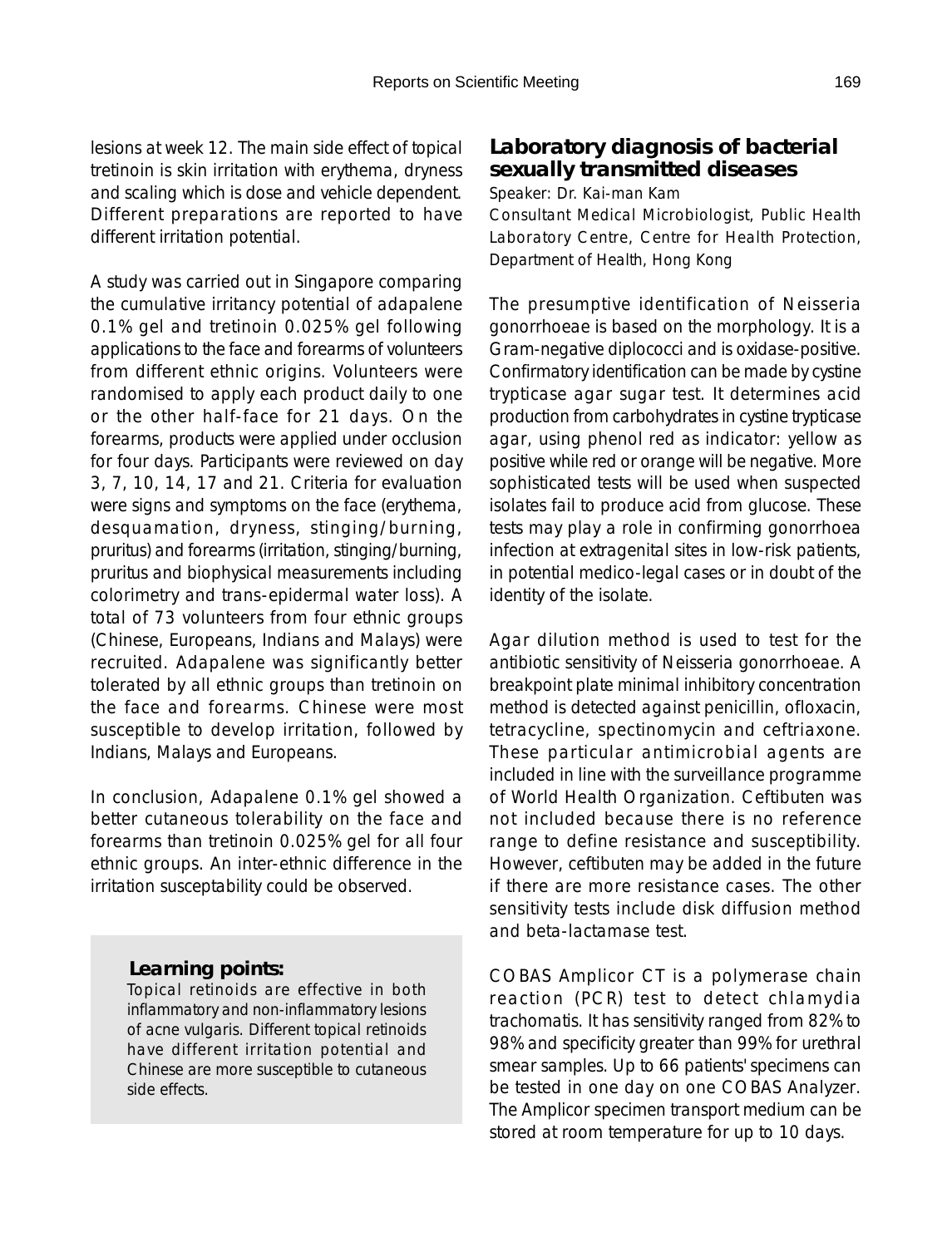lesions at week 12. The main side effect of topical tretinoin is skin irritation with erythema, dryness and scaling which is dose and vehicle dependent. Different preparations are reported to have different irritation potential.

A study was carried out in Singapore comparing the cumulative irritancy potential of adapalene 0.1% gel and tretinoin 0.025% gel following applications to the face and forearms of volunteers from different ethnic origins. Volunteers were randomised to apply each product daily to one or the other half-face for 21 days. On the forearms, products were applied under occlusion for four days. Participants were reviewed on day 3, 7, 10, 14, 17 and 21. Criteria for evaluation were signs and symptoms on the face (erythema, desquamation, dryness, stinging/burning, pruritus) and forearms (irritation, stinging/burning, pruritus and biophysical measurements including colorimetry and trans-epidermal water loss). A total of 73 volunteers from four ethnic groups (Chinese, Europeans, Indians and Malays) were recruited. Adapalene was significantly better tolerated by all ethnic groups than tretinoin on the face and forearms. Chinese were most susceptible to develop irritation, followed by Indians, Malays and Europeans.

In conclusion, Adapalene 0.1% gel showed a better cutaneous tolerability on the face and forearms than tretinoin 0.025% gel for all four ethnic groups. An inter-ethnic difference in the irritation susceptability could be observed.

**Learning points:**

Topical retinoids are effective in both inflammatory and non-inflammatory lesions of acne vulgaris. Different topical retinoids have different irritation potential and Chinese are more susceptible to cutaneous side effects.

## Laboratory diagnosis of bacterial sexually transmitted diseases

Speaker: Dr. Kai-man Kam

Consultant Medical Microbiologist, Public Health Laboratory Centre, Centre for Health Protection, Department of Health, Hong Kong

The presumptive identification of Neisseria gonorrhoeae is based on the morphology. It is a Gram-negative diplococci and is oxidase-positive. Confirmatory identification can be made by cystine trypticase agar sugar test. It determines acid production from carbohydrates in cystine trypticase agar, using phenol red as indicator: yellow as positive while red or orange will be negative. More sophisticated tests will be used when suspected isolates fail to produce acid from glucose. These tests may play a role in confirming gonorrhoea infection at extragenital sites in low-risk patients, in potential medico-legal cases or in doubt of the identity of the isolate.

Agar dilution method is used to test for the antibiotic sensitivity of Neisseria gonorrhoeae. A breakpoint plate minimal inhibitory concentration method is detected against penicillin, ofloxacin, tetracycline, spectinomycin and ceftriaxone. These particular antimicrobial agents are included in line with the surveillance programme of World Health Organization. Ceftibuten was not included because there is no reference range to define resistance and susceptibility. However, ceftibuten may be added in the future if there are more resistance cases. The other sensitivity tests include disk diffusion method and beta-lactamase test.

COBAS Amplicor CT is a polymerase chain reaction (PCR) test to detect chlamydia trachomatis. It has sensitivity ranged from 82% to 98% and specificity greater than 99% for urethral smear samples. Up to 66 patients' specimens can be tested in one day on one COBAS Analyzer. The Amplicor specimen transport medium can be stored at room temperature for up to 10 days.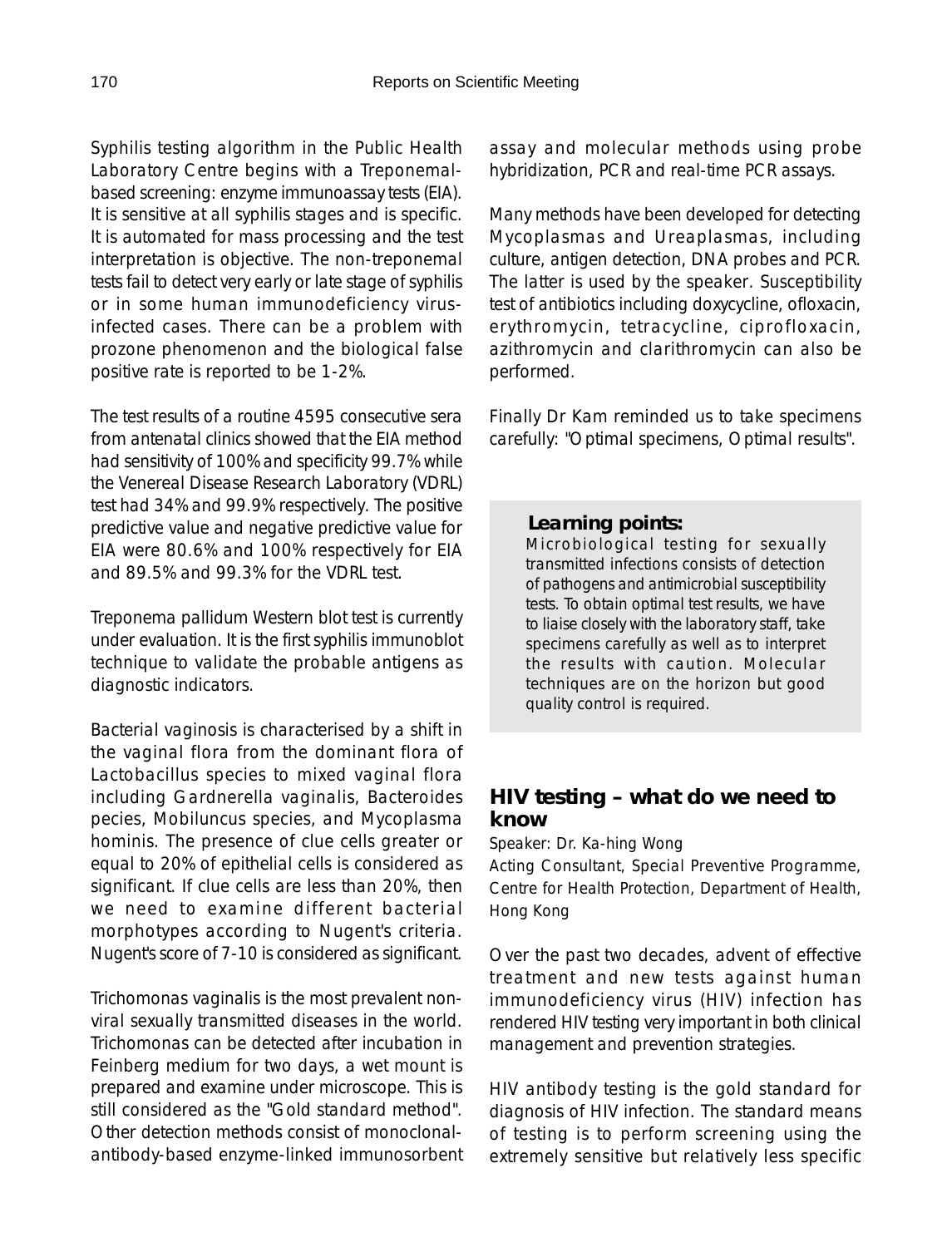Syphilis testing algorithm in the Public Health Laboratory Centre begins with a Treponemal-based screening: enzyme immunoassay tests (EIA). It is sensitive at all syphilis stages and is specific. It is automated for mass processing and the test interpretation is objective. The non-treponemal tests fail to detect very early or late stage of syphilis or in some human immunodeficiency virus-infected cases. There can be a problem with prozone phenomenon and the biological false positive rate is reported to be 1-2%.

The test results of a routine 4595 consecutive sera from antenatal clinics showed that the EIA method had sensitivity of 100% and specificity 99.7% while the Venereal Disease Research Laboratory (VDRL) test had 34% and 99.9% respectively. The positive predictive value and negative predictive value for EIA were 80.6% and 100% respectively for EIA and 89.5% and 99.3% for the VDRL test.

Treponema pallidum Western blot test is currently under evaluation. It is the first syphilis immunoblot technique to validate the probable antigens as diagnostic indicators.

Bacterial vaginosis is characterised by a shift in the vaginal flora from the dominant flora of Lactobacillus species to mixed vaginal flora including Gardnerella vaginalis, Bacteroides pecies, Mobiluncus species, and Mycoplasma hominis. The presence of clue cells greater or equal to 20% of epithelial cells is considered as significant. If clue cells are less than 20%, then we need to examine different bacterial morphotypes according to Nugent's criteria. Nugent's score of 7-10 is considered as significant.

Trichomonas vaginalis is the most prevalent non-viral sexually transmitted diseases in the world. Trichomonas can be detected after incubation in Feinberg medium for two days, a wet mount is prepared and examine under microscope. This is still considered as the "Gold standard method". Other detection methods consist of monoclonal-antibody-based enzyme-linked immunosorbent assay and molecular methods using probe hybridization, PCR and real-time PCR assays.

Many methods have been developed for detecting Mycoplasmas and Ureaplasmas, including culture, antigen detection, DNA probes and PCR. The latter is used by the speaker. Susceptibility test of antibiotics including doxycycline, ofloxacin, erythromycin, tetracycline, ciprofloxacin, azithromycin and clarithromycin can also be performed.

Finally Dr Kam reminded us to take specimens carefully: "Optimal specimens, Optimal results".

> **Learning points:**
> Microbiological testing for sexually transmitted infections consists of detection of pathogens and antimicrobial susceptibility tests. To obtain optimal test results, we have to liaise closely with the laboratory staff, take specimens carefully as well as to interpret the results with caution. Molecular techniques are on the horizon but good quality control is required.

## HIV testing – what do we need to know

Speaker: Dr. Ka-hing Wong
Acting Consultant, Special Preventive Programme, Centre for Health Protection, Department of Health, Hong Kong

Over the past two decades, advent of effective treatment and new tests against human immunodeficiency virus (HIV) infection has rendered HIV testing very important in both clinical management and prevention strategies.

HIV antibody testing is the gold standard for diagnosis of HIV infection. The standard means of testing is to perform screening using the extremely sensitive but relatively less specific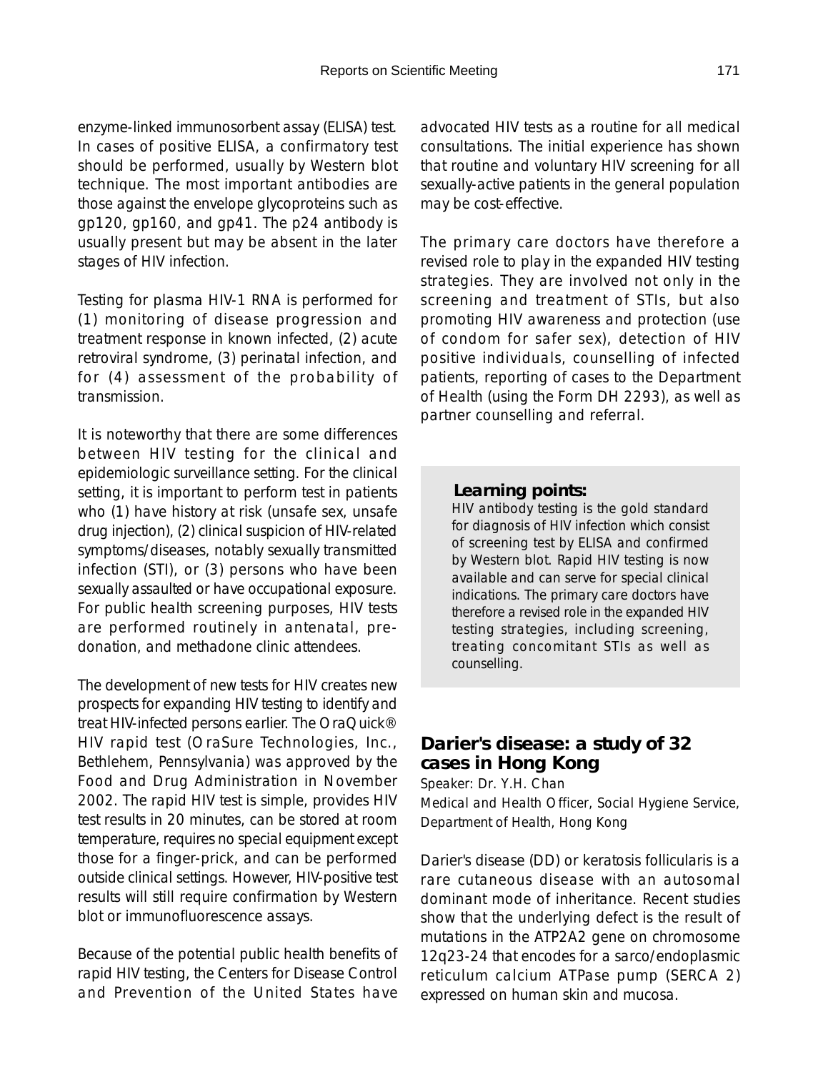enzyme-linked immunosorbent assay (ELISA) test. In cases of positive ELISA, a confirmatory test should be performed, usually by Western blot technique. The most important antibodies are those against the envelope glycoproteins such as gp120, gp160, and gp41. The p24 antibody is usually present but may be absent in the later stages of HIV infection.

Testing for plasma HIV-1 RNA is performed for (1) monitoring of disease progression and treatment response in known infected, (2) acute retroviral syndrome, (3) perinatal infection, and for (4) assessment of the probability of transmission.

It is noteworthy that there are some differences between HIV testing for the clinical and epidemiologic surveillance setting. For the clinical setting, it is important to perform test in patients who (1) have history at risk (unsafe sex, unsafe drug injection), (2) clinical suspicion of HIV-related symptoms/diseases, notably sexually transmitted infection (STI), or (3) persons who have been sexually assaulted or have occupational exposure. For public health screening purposes, HIV tests are performed routinely in antenatal, pre-donation, and methadone clinic attendees.

The development of new tests for HIV creates new prospects for expanding HIV testing to identify and treat HIV-infected persons earlier. The OraQuick® HIV rapid test (OraSure Technologies, Inc., Bethlehem, Pennsylvania) was approved by the Food and Drug Administration in November 2002. The rapid HIV test is simple, provides HIV test results in 20 minutes, can be stored at room temperature, requires no special equipment except those for a finger-prick, and can be performed outside clinical settings. However, HIV-positive test results will still require confirmation by Western blot or immunofluorescence assays.

Because of the potential public health benefits of rapid HIV testing, the Centers for Disease Control and Prevention of the United States have advocated HIV tests as a routine for all medical consultations. The initial experience has shown that routine and voluntary HIV screening for all sexually-active patients in the general population may be cost-effective.

The primary care doctors have therefore a revised role to play in the expanded HIV testing strategies. They are involved not only in the screening and treatment of STIs, but also promoting HIV awareness and protection (use of condom for safer sex), detection of HIV positive individuals, counselling of infected patients, reporting of cases to the Department of Health (using the Form DH 2293), as well as partner counselling and referral.

> **Learning points:**
> HIV antibody testing is the gold standard for diagnosis of HIV infection which consist of screening test by ELISA and confirmed by Western blot. Rapid HIV testing is now available and can serve for special clinical indications. The primary care doctors have therefore a revised role in the expanded HIV testing strategies, including screening, treating concomitant STIs as well as counselling.

## Darier's disease: a study of 32 cases in Hong Kong

Speaker: Dr. Y.H. Chan

Medical and Health Officer, Social Hygiene Service, Department of Health, Hong Kong

Darier's disease (DD) or keratosis follicularis is a rare cutaneous disease with an autosomal dominant mode of inheritance. Recent studies show that the underlying defect is the result of mutations in the ATP2A2 gene on chromosome 12q23-24 that encodes for a sarco/endoplasmic reticulum calcium ATPase pump (SERCA 2) expressed on human skin and mucosa.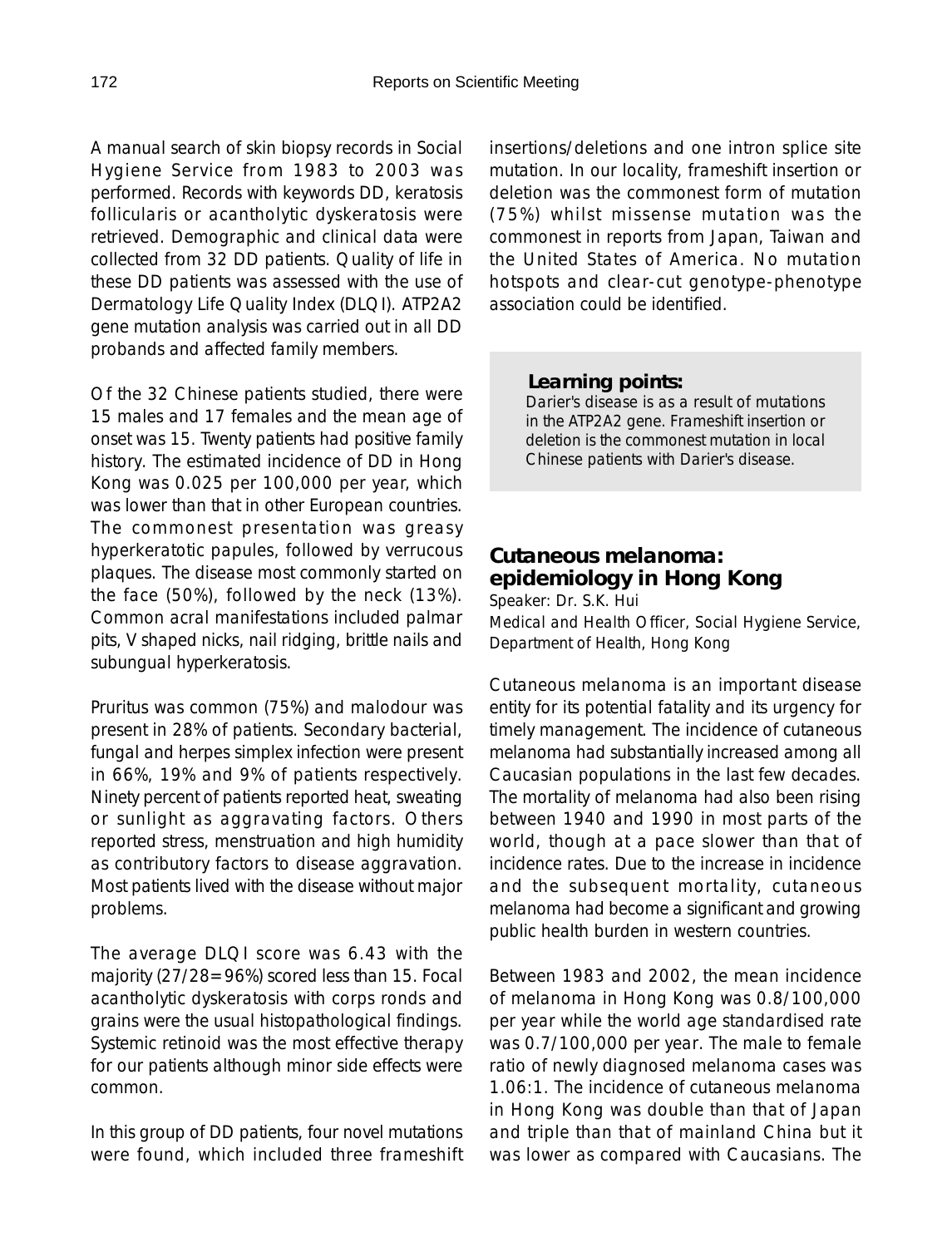A manual search of skin biopsy records in Social Hygiene Service from 1983 to 2003 was performed. Records with keywords DD, keratosis follicularis or acantholytic dyskeratosis were retrieved. Demographic and clinical data were collected from 32 DD patients. Quality of life in these DD patients was assessed with the use of Dermatology Life Quality Index (DLQI). ATP2A2 gene mutation analysis was carried out in all DD probands and affected family members.

Of the 32 Chinese patients studied, there were 15 males and 17 females and the mean age of onset was 15. Twenty patients had positive family history. The estimated incidence of DD in Hong Kong was 0.025 per 100,000 per year, which was lower than that in other European countries. The commonest presentation was greasy hyperkeratotic papules, followed by verrucous plaques. The disease most commonly started on the face (50%), followed by the neck (13%). Common acral manifestations included palmar pits, V shaped nicks, nail ridging, brittle nails and subungual hyperkeratosis.

Pruritus was common (75%) and malodour was present in 28% of patients. Secondary bacterial, fungal and herpes simplex infection were present in 66%, 19% and 9% of patients respectively. Ninety percent of patients reported heat, sweating or sunlight as aggravating factors. Others reported stress, menstruation and high humidity as contributory factors to disease aggravation. Most patients lived with the disease without major problems.

The average DLQI score was 6.43 with the majority (27/28=96%) scored less than 15. Focal acantholytic dyskeratosis with corps ronds and grains were the usual histopathological findings. Systemic retinoid was the most effective therapy for our patients although minor side effects were common.

In this group of DD patients, four novel mutations were found, which included three frameshift insertions/deletions and one intron splice site mutation. In our locality, frameshift insertion or deletion was the commonest form of mutation (75%) whilst missense mutation was the commonest in reports from Japan, Taiwan and the United States of America. No mutation hotspots and clear-cut genotype-phenotype association could be identified.

> **Learning points:**
> Darier's disease is as a result of mutations in the ATP2A2 gene. Frameshift insertion or deletion is the commonest mutation in local Chinese patients with Darier's disease.

## Cutaneous melanoma: epidemiology in Hong Kong

Speaker: Dr. S.K. Hui
Medical and Health Officer, Social Hygiene Service, Department of Health, Hong Kong

Cutaneous melanoma is an important disease entity for its potential fatality and its urgency for timely management. The incidence of cutaneous melanoma had substantially increased among all Caucasian populations in the last few decades. The mortality of melanoma had also been rising between 1940 and 1990 in most parts of the world, though at a pace slower than that of incidence rates. Due to the increase in incidence and the subsequent mortality, cutaneous melanoma had become a significant and growing public health burden in western countries.

Between 1983 and 2002, the mean incidence of melanoma in Hong Kong was 0.8/100,000 per year while the world age standardised rate was 0.7/100,000 per year. The male to female ratio of newly diagnosed melanoma cases was 1.06:1. The incidence of cutaneous melanoma in Hong Kong was double than that of Japan and triple than that of mainland China but it was lower as compared with Caucasians. The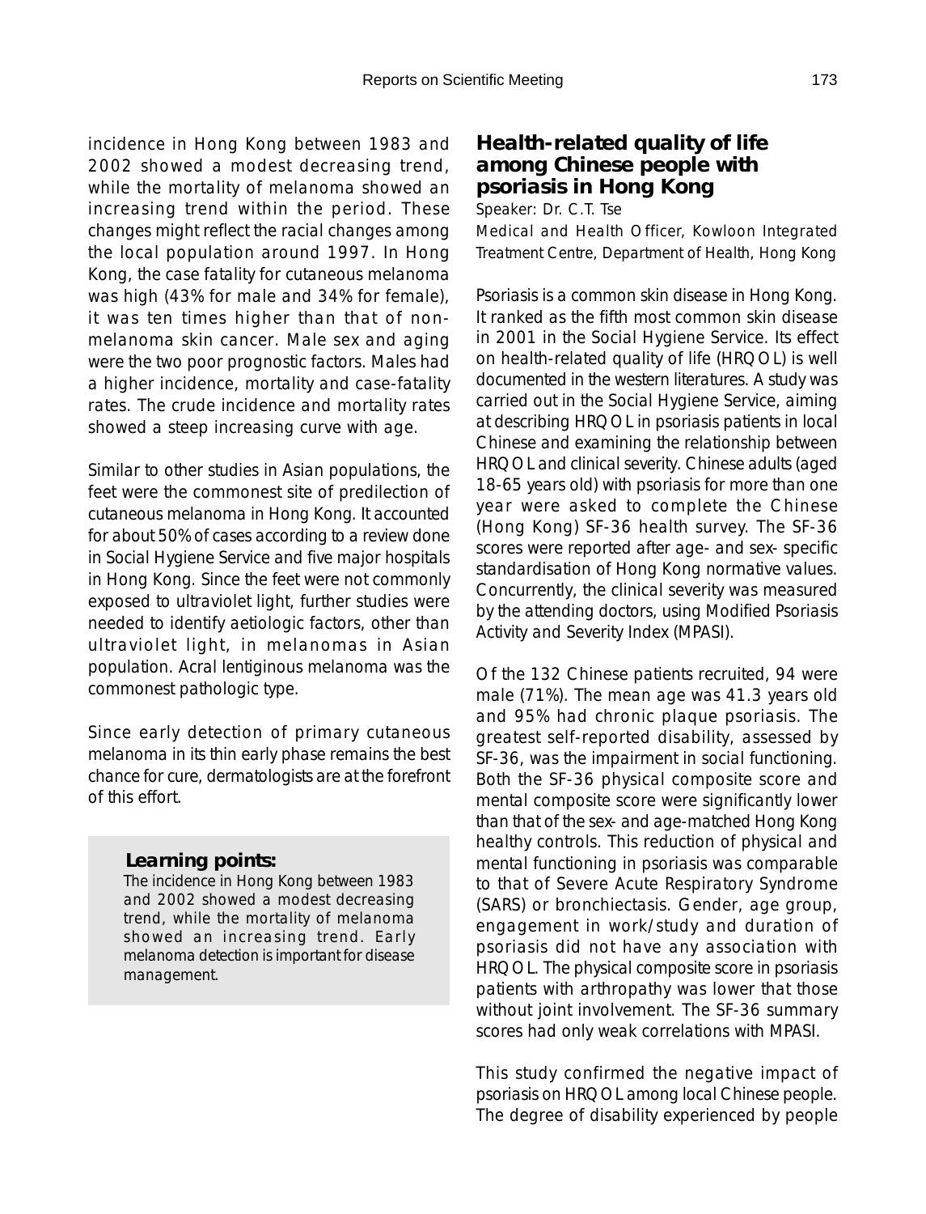incidence in Hong Kong between 1983 and 2002 showed a modest decreasing trend, while the mortality of melanoma showed an increasing trend within the period. These changes might reflect the racial changes among the local population around 1997. In Hong Kong, the case fatality for cutaneous melanoma was high (43% for male and 34% for female), it was ten times higher than that of non-melanoma skin cancer. Male sex and aging were the two poor prognostic factors. Males had a higher incidence, mortality and case-fatality rates. The crude incidence and mortality rates showed a steep increasing curve with age.

Similar to other studies in Asian populations, the feet were the commonest site of predilection of cutaneous melanoma in Hong Kong. It accounted for about 50% of cases according to a review done in Social Hygiene Service and five major hospitals in Hong Kong. Since the feet were not commonly exposed to ultraviolet light, further studies were needed to identify aetiologic factors, other than ultraviolet light, in melanomas in Asian population. Acral lentiginous melanoma was the commonest pathologic type.

Since early detection of primary cutaneous melanoma in its thin early phase remains the best chance for cure, dermatologists are at the forefront of this effort.

**Learning points:**

The incidence in Hong Kong between 1983 and 2002 showed a modest decreasing trend, while the mortality of melanoma showed an increasing trend. Early melanoma detection is important for disease management.

## Health-related quality of life among Chinese people with psoriasis in Hong Kong

Speaker: Dr. C.T. Tse

Medical and Health Officer, Kowloon Integrated Treatment Centre, Department of Health, Hong Kong

Psoriasis is a common skin disease in Hong Kong. It ranked as the fifth most common skin disease in 2001 in the Social Hygiene Service. Its effect on health-related quality of life (HRQOL) is well documented in the western literatures. A study was carried out in the Social Hygiene Service, aiming at describing HRQOL in psoriasis patients in local Chinese and examining the relationship between HRQOL and clinical severity. Chinese adults (aged 18-65 years old) with psoriasis for more than one year were asked to complete the Chinese (Hong Kong) SF-36 health survey. The SF-36 scores were reported after age- and sex- specific standardisation of Hong Kong normative values. Concurrently, the clinical severity was measured by the attending doctors, using Modified Psoriasis Activity and Severity Index (MPASI).

Of the 132 Chinese patients recruited, 94 were male (71%). The mean age was 41.3 years old and 95% had chronic plaque psoriasis. The greatest self-reported disability, assessed by SF-36, was the impairment in social functioning. Both the SF-36 physical composite score and mental composite score were significantly lower than that of the sex- and age-matched Hong Kong healthy controls. This reduction of physical and mental functioning in psoriasis was comparable to that of Severe Acute Respiratory Syndrome (SARS) or bronchiectasis. Gender, age group, engagement in work/study and duration of psoriasis did not have any association with HRQOL. The physical composite score in psoriasis patients with arthropathy was lower that those without joint involvement. The SF-36 summary scores had only weak correlations with MPASI.

This study confirmed the negative impact of psoriasis on HRQOL among local Chinese people. The degree of disability experienced by people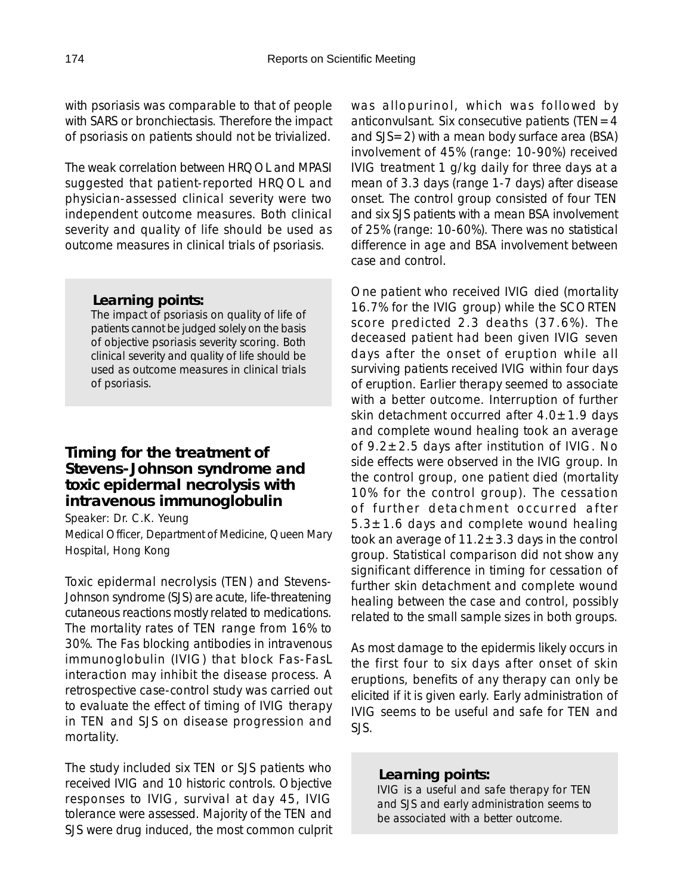with psoriasis was comparable to that of people with SARS or bronchiectasis. Therefore the impact of psoriasis on patients should not be trivialized.

The weak correlation between HRQOL and MPASI suggested that patient-reported HRQOL and physician-assessed clinical severity were two independent outcome measures. Both clinical severity and quality of life should be used as outcome measures in clinical trials of psoriasis.

> **Learning points:**
> The impact of psoriasis on quality of life of patients cannot be judged solely on the basis of objective psoriasis severity scoring. Both clinical severity and quality of life should be used as outcome measures in clinical trials of psoriasis.

## Timing for the treatment of Stevens-Johnson syndrome and toxic epidermal necrolysis with intravenous immunoglobulin

Speaker: Dr. C.K. Yeung
Medical Officer, Department of Medicine, Queen Mary Hospital, Hong Kong

Toxic epidermal necrolysis (TEN) and Stevens-Johnson syndrome (SJS) are acute, life-threatening cutaneous reactions mostly related to medications. The mortality rates of TEN range from 16% to 30%. The Fas blocking antibodies in intravenous immunoglobulin (IVIG) that block Fas-FasL interaction may inhibit the disease process. A retrospective case-control study was carried out to evaluate the effect of timing of IVIG therapy in TEN and SJS on disease progression and mortality.

The study included six TEN or SJS patients who received IVIG and 10 historic controls. Objective responses to IVIG, survival at day 45, IVIG tolerance were assessed. Majority of the TEN and SJS were drug induced, the most common culprit was allopurinol, which was followed by anticonvulsant. Six consecutive patients (TEN=4 and SJS=2) with a mean body surface area (BSA) involvement of 45% (range: 10-90%) received IVIG treatment 1 g/kg daily for three days at a mean of 3.3 days (range 1-7 days) after disease onset. The control group consisted of four TEN and six SJS patients with a mean BSA involvement of 25% (range: 10-60%). There was no statistical difference in age and BSA involvement between case and control.

One patient who received IVIG died (mortality 16.7% for the IVIG group) while the SCORTEN score predicted 2.3 deaths (37.6%). The deceased patient had been given IVIG seven days after the onset of eruption while all surviving patients received IVIG within four days of eruption. Earlier therapy seemed to associate with a better outcome. Interruption of further skin detachment occurred after $4.0 \pm 1.9$ days and complete wound healing took an average of $9.2 \pm 2.5$ days after institution of IVIG. No side effects were observed in the IVIG group. In the control group, one patient died (mortality 10% for the control group). The cessation of further detachment occurred after $5.3 \pm 1.6$ days and complete wound healing took an average of $11.2 \pm 3.3$ days in the control group. Statistical comparison did not show any significant difference in timing for cessation of further skin detachment and complete wound healing between the case and control, possibly related to the small sample sizes in both groups.

As most damage to the epidermis likely occurs in the first four to six days after onset of skin eruptions, benefits of any therapy can only be elicited if it is given early. Early administration of IVIG seems to be useful and safe for TEN and SJS.

> **Learning points:**
> IVIG is a useful and safe therapy for TEN and SJS and early administration seems to be associated with a better outcome.